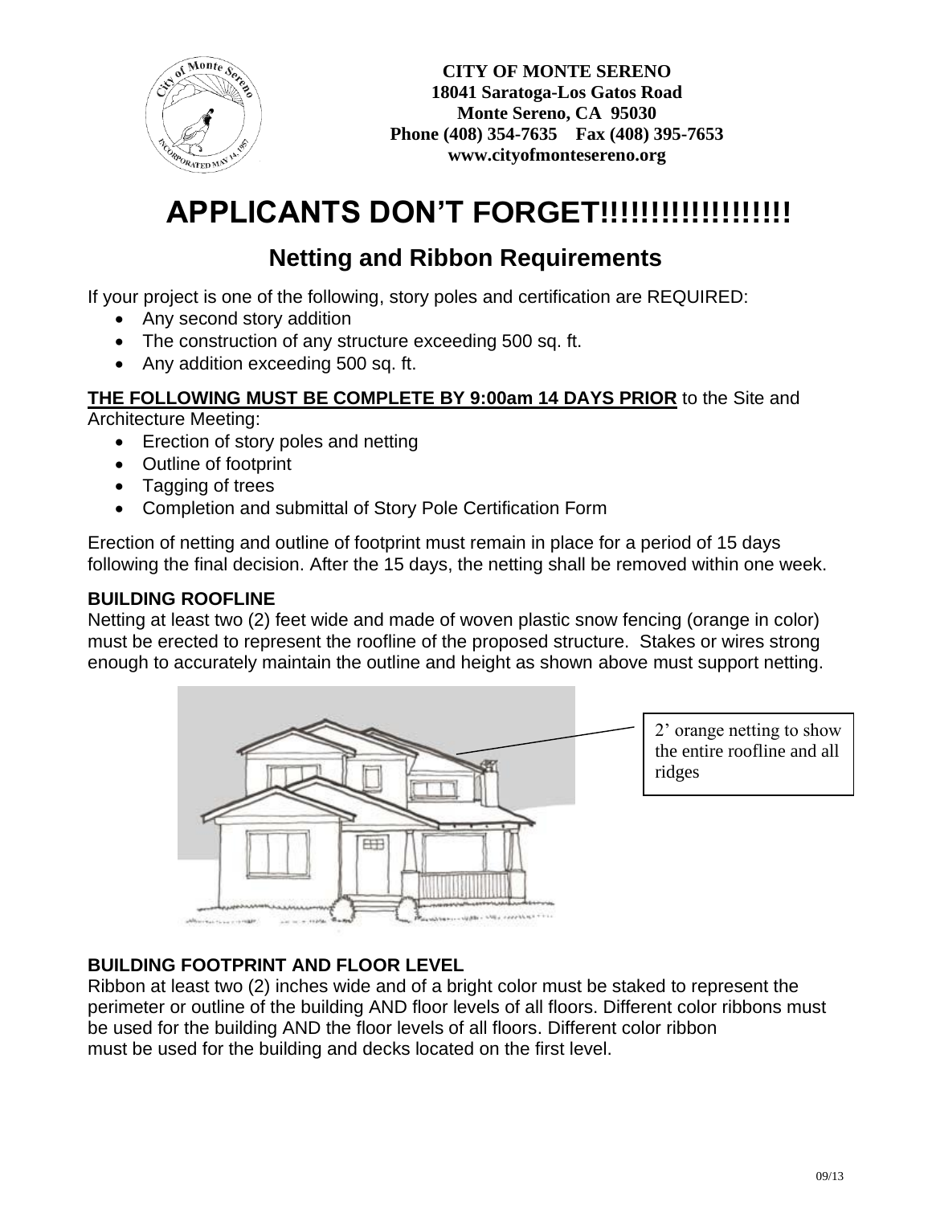**CITY OF MONTE SERENO**
**18041 Saratoga-Los Gatos Road**
**Monte Sereno, CA 95030**
**Phone (408) 354-7635 Fax (408) 395-7653**
**www.cityofmontesereno.org**

# APPLICANTS DON'T FORGET!!!!!!!!!!!!!!!!!!

## Netting and Ribbon Requirements

If your project is one of the following, story poles and certification are REQUIRED:

- Any second story addition
- The construction of any structure exceeding 500 sq. ft.
- Any addition exceeding 500 sq. ft.

**THE FOLLOWING MUST BE COMPLETE BY 9:00am 14 DAYS PRIOR** to the Site and Architecture Meeting:

- Erection of story poles and netting
- Outline of footprint
- Tagging of trees
- Completion and submittal of Story Pole Certification Form

Erection of netting and outline of footprint must remain in place for a period of 15 days following the final decision. After the 15 days, the netting shall be removed within one week.

### BUILDING ROOFLINE

Netting at least two (2) feet wide and made of woven plastic snow fencing (orange in color) must be erected to represent the roofline of the proposed structure. Stakes or wires strong enough to accurately maintain the outline and height as shown above must support netting.

2' orange netting to show the entire roofline and all ridges

### BUILDING FOOTPRINT AND FLOOR LEVEL

Ribbon at least two (2) inches wide and of a bright color must be staked to represent the perimeter or outline of the building AND floor levels of all floors. Different color ribbons must be used for the building AND the floor levels of all floors. Different color ribbon must be used for the building and decks located on the first level.

09/13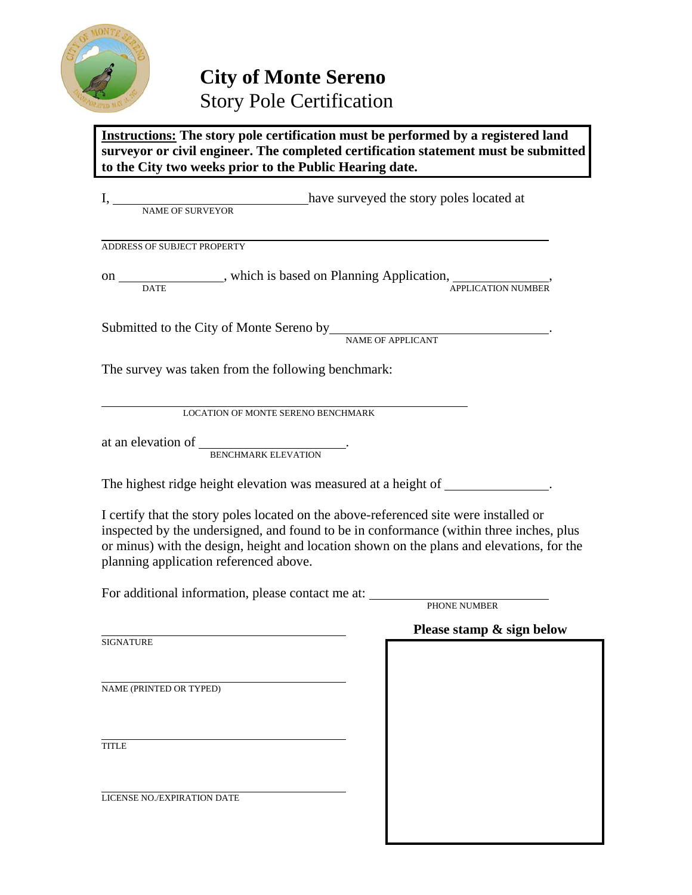# City of Monte Sereno

## Story Pole Certification

**Instructions: The story pole certification must be performed by a registered land surveyor or civil engineer. The completed certification statement must be submitted to the City two weeks prior to the Public Hearing date.**

I, ______________________________ have surveyed the story poles located at
NAME OF SURVEYOR

____________________________________________________________
ADDRESS OF SUBJECT PROPERTY

on ________________, which is based on Planning Application, ______________,
DATE APPLICATION NUMBER

Submitted to the City of Monte Sereno by __________________________________.
NAME OF APPLICANT

The survey was taken from the following benchmark:

____________________________________________________________
LOCATION OF MONTE SERENO BENCHMARK

at an elevation of ______________________.
BENCHMARK ELEVATION

The highest ridge height elevation was measured at a height of _______________.

I certify that the story poles located on the above-referenced site were installed or inspected by the undersigned, and found to be in conformance (within three inches, plus or minus) with the design, height and location shown on the plans and elevations, for the planning application referenced above.

For additional information, please contact me at: ______________________
PHONE NUMBER

____________________________________
SIGNATURE

____________________________________
NAME (PRINTED OR TYPED)

____________________________________
TITLE

____________________________________
LICENSE NO./EXPIRATION DATE

**Please stamp & sign below**